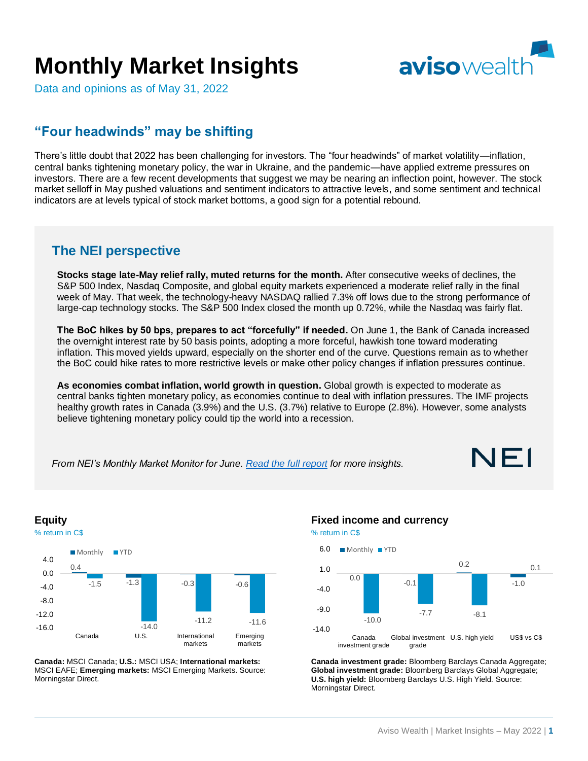# Monthly Market Insights

Data and opinions as of May 31, 2022

## "Four headwinds" may be shifting

There's little doubt that 2022 has been challenging for investors. The "four headwinds" of market volatility—inflation, central banks tightening monetary policy, the war in Ukraine, and the pandemic—have applied extreme pressures on investors. There are a few recent developments that suggest we may be nearing an inflection point, however. The stock market selloff in May pushed valuations and sentiment indicators to attractive levels, and some sentiment and technical indicators are at levels typical of stock market bottoms, a good sign for a potential rebound.

## The NEI perspective

**Stocks stage late-May relief rally, muted returns for the month.** After consecutive weeks of declines, the S&P 500 Index, Nasdaq Composite, and global equity markets experienced a moderate relief rally in the final week of May. That week, the technology-heavy NASDAQ rallied 7.3% off lows due to the strong performance of large-cap technology stocks. The S&P 500 Index closed the month up 0.72%, while the Nasdaq was fairly flat.

**The BoC hikes by 50 bps, prepares to act "forcefully" if needed.** On June 1, the Bank of Canada increased the overnight interest rate by 50 basis points, adopting a more forceful, hawkish tone toward moderating inflation. This moved yields upward, especially on the shorter end of the curve. Questions remain as to whether the BoC could hike rates to more restrictive levels or make other policy changes if inflation pressures continue.

**As economies combat inflation, world growth in question.** Global growth is expected to moderate as central banks tighten monetary policy, as economies continue to deal with inflation pressures. The IMF projects healthy growth rates in Canada (3.9%) and the U.S. (3.7%) relative to Europe (2.8%). However, some analysts believe tightening monetary policy could tip the world into a recession.

*From NEI's Monthly Market Monitor for June. [Read the full report](#) for more insights.*

NEI

### Equity

% return in C$

| | Monthly | YTD |
|---|---|---|
| Canada | 0.4 | -1.5 |
| U.S. | -1.3 | -14.0 |
| International markets | -0.3 | -11.2 |
| Emerging markets | -0.6 | -11.6 |

**Canada:** MSCI Canada; **U.S.:** MSCI USA; **International markets:** MSCI EAFE; **Emerging markets:** MSCI Emerging Markets. Source: Morningstar Direct.

### Fixed income and currency

% return in C$

| | Monthly | YTD |
|---|---|---|
| Canada investment grade | 0.0 | -10.0 |
| Global investment grade | -0.1 | -7.7 |
| U.S. high yield | 0.2 | -8.1 |
| US$ vs C$ | -1.0 | 0.1 |

**Canada investment grade:** Bloomberg Barclays Canada Aggregate; **Global investment grade:** Bloomberg Barclays Global Aggregate; **U.S. high yield:** Bloomberg Barclays U.S. High Yield. Source: Morningstar Direct.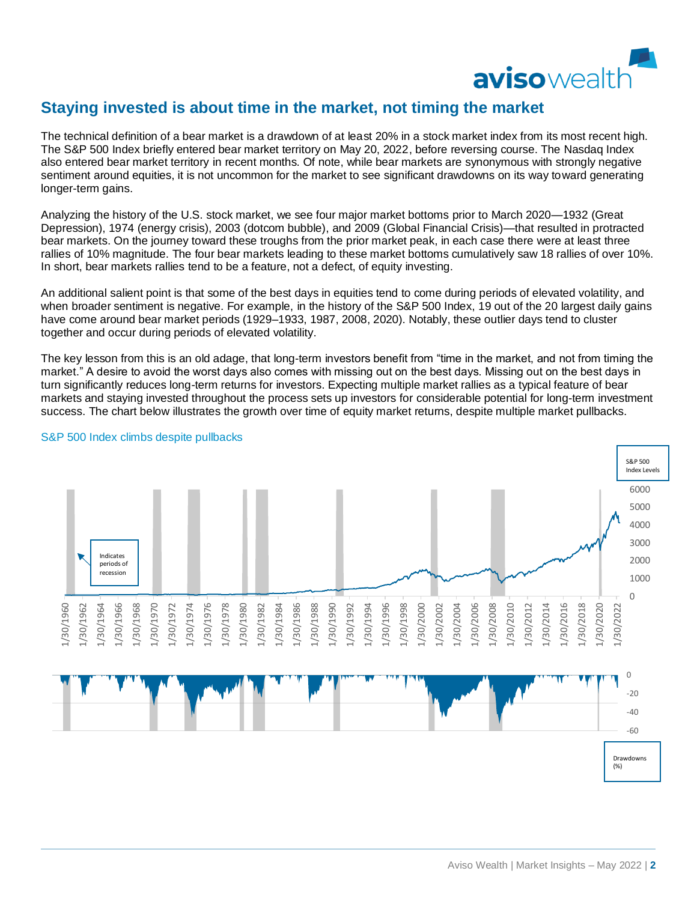## Staying invested is about time in the market, not timing the market

The technical definition of a bear market is a drawdown of at least 20% in a stock market index from its most recent high. The S&P 500 Index briefly entered bear market territory on May 20, 2022, before reversing course. The Nasdaq Index also entered bear market territory in recent months. Of note, while bear markets are synonymous with strongly negative sentiment around equities, it is not uncommon for the market to see significant drawdowns on its way toward generating longer-term gains.

Analyzing the history of the U.S. stock market, we see four major market bottoms prior to March 2020—1932 (Great Depression), 1974 (energy crisis), 2003 (dotcom bubble), and 2009 (Global Financial Crisis)—that resulted in protracted bear markets. On the journey toward these troughs from the prior market peak, in each case there were at least three rallies of 10% magnitude. The four bear markets leading to these market bottoms cumulatively saw 18 rallies of over 10%. In short, bear markets rallies tend to be a feature, not a defect, of equity investing.

An additional salient point is that some of the best days in equities tend to come during periods of elevated volatility, and when broader sentiment is negative. For example, in the history of the S&P 500 Index, 19 out of the 20 largest daily gains have come around bear market periods (1929–1933, 1987, 2008, 2020). Notably, these outlier days tend to cluster together and occur during periods of elevated volatility.

The key lesson from this is an old adage, that long-term investors benefit from "time in the market, and not from timing the market." A desire to avoid the worst days also comes with missing out on the best days. Missing out on the best days in turn significantly reduces long-term returns for investors. Expecting multiple market rallies as a typical feature of bear markets and staying invested throughout the process sets up investors for considerable potential for long-term investment success. The chart below illustrates the growth over time of equity market returns, despite multiple market pullbacks.

S&P 500 Index climbs despite pullbacks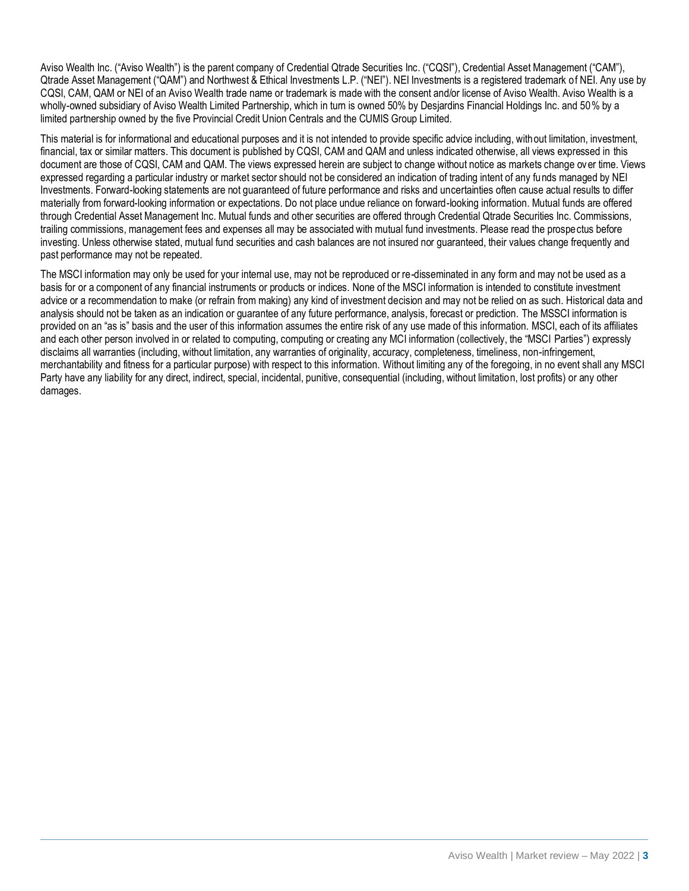Aviso Wealth Inc. ("Aviso Wealth") is the parent company of Credential Qtrade Securities Inc. ("CQSI"), Credential Asset Management ("CAM"), Qtrade Asset Management ("QAM") and Northwest & Ethical Investments L.P. ("NEI"). NEI Investments is a registered trademark of NEI. Any use by CQSI, CAM, QAM or NEI of an Aviso Wealth trade name or trademark is made with the consent and/or license of Aviso Wealth. Aviso Wealth is a wholly-owned subsidiary of Aviso Wealth Limited Partnership, which in turn is owned 50% by Desjardins Financial Holdings Inc. and 50% by a limited partnership owned by the five Provincial Credit Union Centrals and the CUMIS Group Limited.

This material is for informational and educational purposes and it is not intended to provide specific advice including, without limitation, investment, financial, tax or similar matters. This document is published by CQSI, CAM and QAM and unless indicated otherwise, all views expressed in this document are those of CQSI, CAM and QAM. The views expressed herein are subject to change without notice as markets change over time. Views expressed regarding a particular industry or market sector should not be considered an indication of trading intent of any funds managed by NEI Investments. Forward-looking statements are not guaranteed of future performance and risks and uncertainties often cause actual results to differ materially from forward-looking information or expectations. Do not place undue reliance on forward-looking information. Mutual funds are offered through Credential Asset Management Inc. Mutual funds and other securities are offered through Credential Qtrade Securities Inc. Commissions, trailing commissions, management fees and expenses all may be associated with mutual fund investments. Please read the prospectus before investing. Unless otherwise stated, mutual fund securities and cash balances are not insured nor guaranteed, their values change frequently and past performance may not be repeated.

The MSCI information may only be used for your internal use, may not be reproduced or re-disseminated in any form and may not be used as a basis for or a component of any financial instruments or products or indices. None of the MSCI information is intended to constitute investment advice or a recommendation to make (or refrain from making) any kind of investment decision and may not be relied on as such. Historical data and analysis should not be taken as an indication or guarantee of any future performance, analysis, forecast or prediction. The MSSCI information is provided on an "as is" basis and the user of this information assumes the entire risk of any use made of this information. MSCI, each of its affiliates and each other person involved in or related to computing, computing or creating any MCI information (collectively, the "MSCI Parties") expressly disclaims all warranties (including, without limitation, any warranties of originality, accuracy, completeness, timeliness, non-infringement, merchantability and fitness for a particular purpose) with respect to this information. Without limiting any of the foregoing, in no event shall any MSCI Party have any liability for any direct, indirect, special, incidental, punitive, consequential (including, without limitation, lost profits) or any other damages.